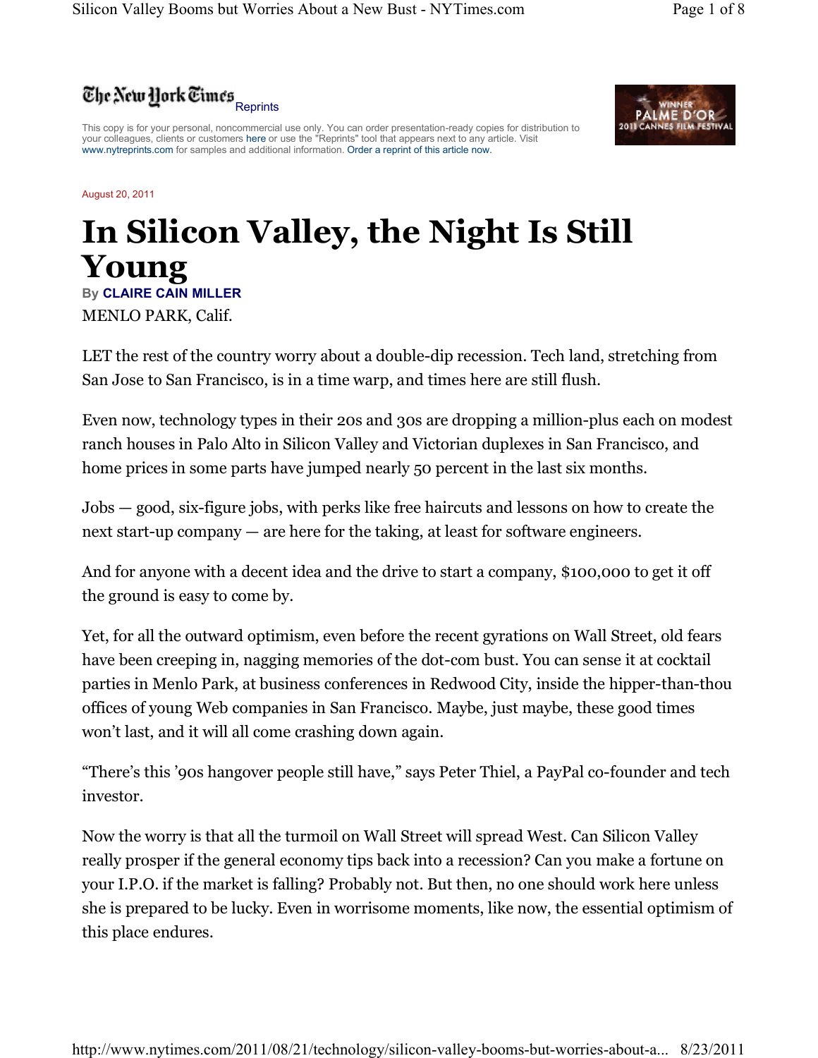The New York Times Reprints

This copy is for your personal, noncommercial use only. You can order presentation-ready copies for distribution to your colleagues, clients or customers here or use the "Reprints" tool that appears next to any article. Visit www.nytreprints.com for samples and additional information. Order a reprint of this article now.

August 20, 2011

# In Silicon Valley, the Night Is Still Young

By **CLAIRE CAIN MILLER**

MENLO PARK, Calif.

LET the rest of the country worry about a double-dip recession. Tech land, stretching from San Jose to San Francisco, is in a time warp, and times here are still flush.

Even now, technology types in their 20s and 30s are dropping a million-plus each on modest ranch houses in Palo Alto in Silicon Valley and Victorian duplexes in San Francisco, and home prices in some parts have jumped nearly 50 percent in the last six months.

Jobs — good, six-figure jobs, with perks like free haircuts and lessons on how to create the next start-up company — are here for the taking, at least for software engineers.

And for anyone with a decent idea and the drive to start a company, $100,000 to get it off the ground is easy to come by.

Yet, for all the outward optimism, even before the recent gyrations on Wall Street, old fears have been creeping in, nagging memories of the dot-com bust. You can sense it at cocktail parties in Menlo Park, at business conferences in Redwood City, inside the hipper-than-thou offices of young Web companies in San Francisco. Maybe, just maybe, these good times won't last, and it will all come crashing down again.

"There's this '90s hangover people still have," says Peter Thiel, a PayPal co-founder and tech investor.

Now the worry is that all the turmoil on Wall Street will spread West. Can Silicon Valley really prosper if the general economy tips back into a recession? Can you make a fortune on your I.P.O. if the market is falling? Probably not. But then, no one should work here unless she is prepared to be lucky. Even in worrisome moments, like now, the essential optimism of this place endures.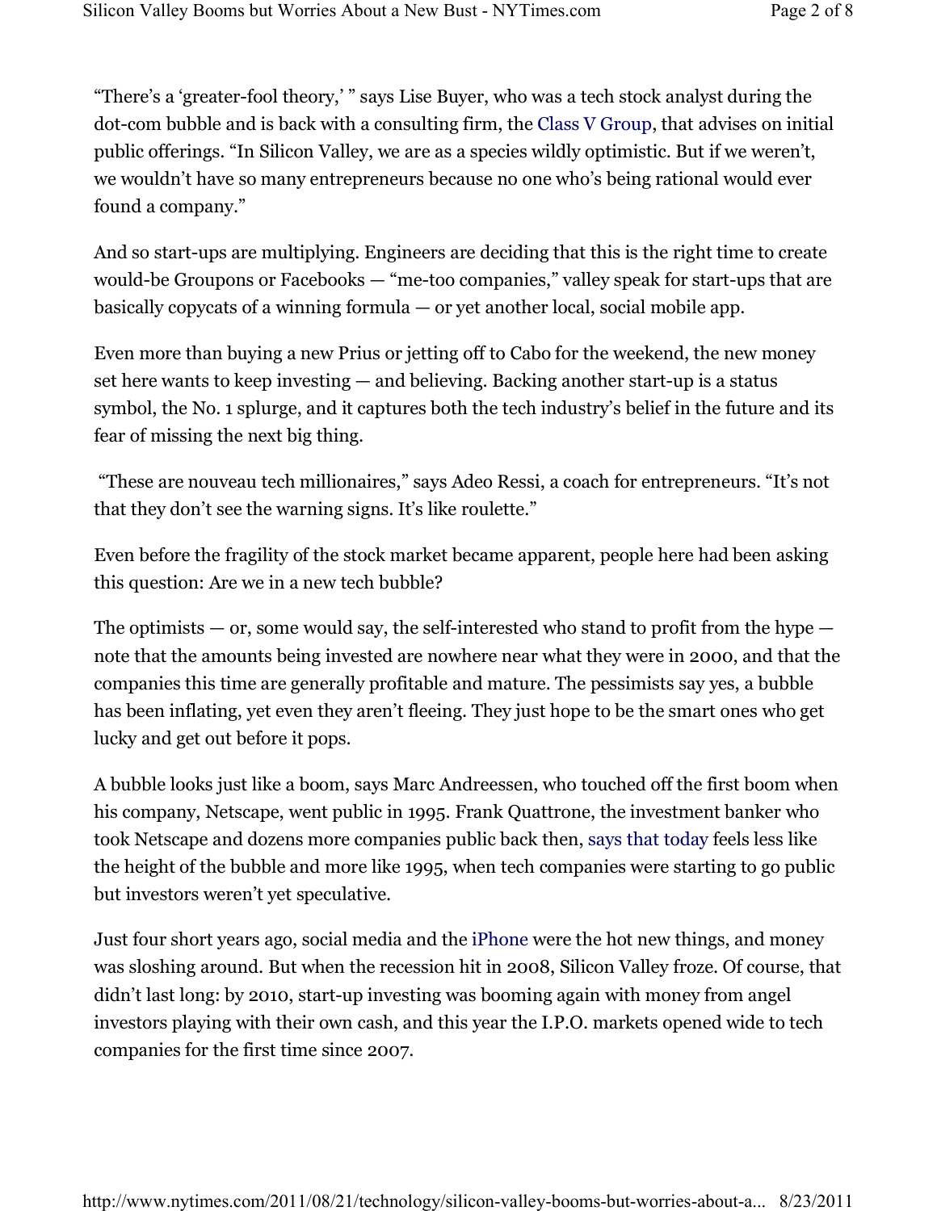“There’s a ‘greater-fool theory,’ ” says Lise Buyer, who was a tech stock analyst during the dot-com bubble and is back with a consulting firm, the Class V Group, that advises on initial public offerings. “In Silicon Valley, we are as a species wildly optimistic. But if we weren’t, we wouldn’t have so many entrepreneurs because no one who’s being rational would ever found a company.”

And so start-ups are multiplying. Engineers are deciding that this is the right time to create would-be Groupons or Facebooks — “me-too companies,” valley speak for start-ups that are basically copycats of a winning formula — or yet another local, social mobile app.

Even more than buying a new Prius or jetting off to Cabo for the weekend, the new money set here wants to keep investing — and believing. Backing another start-up is a status symbol, the No. 1 splurge, and it captures both the tech industry’s belief in the future and its fear of missing the next big thing.

“These are nouveau tech millionaires,” says Adeo Ressi, a coach for entrepreneurs. “It’s not that they don’t see the warning signs. It’s like roulette.”

Even before the fragility of the stock market became apparent, people here had been asking this question: Are we in a new tech bubble?

The optimists — or, some would say, the self-interested who stand to profit from the hype — note that the amounts being invested are nowhere near what they were in 2000, and that the companies this time are generally profitable and mature. The pessimists say yes, a bubble has been inflating, yet even they aren’t fleeing. They just hope to be the smart ones who get lucky and get out before it pops.

A bubble looks just like a boom, says Marc Andreessen, who touched off the first boom when his company, Netscape, went public in 1995. Frank Quattrone, the investment banker who took Netscape and dozens more companies public back then, says that today feels less like the height of the bubble and more like 1995, when tech companies were starting to go public but investors weren’t yet speculative.

Just four short years ago, social media and the iPhone were the hot new things, and money was sloshing around. But when the recession hit in 2008, Silicon Valley froze. Of course, that didn’t last long: by 2010, start-up investing was booming again with money from angel investors playing with their own cash, and this year the I.P.O. markets opened wide to tech companies for the first time since 2007.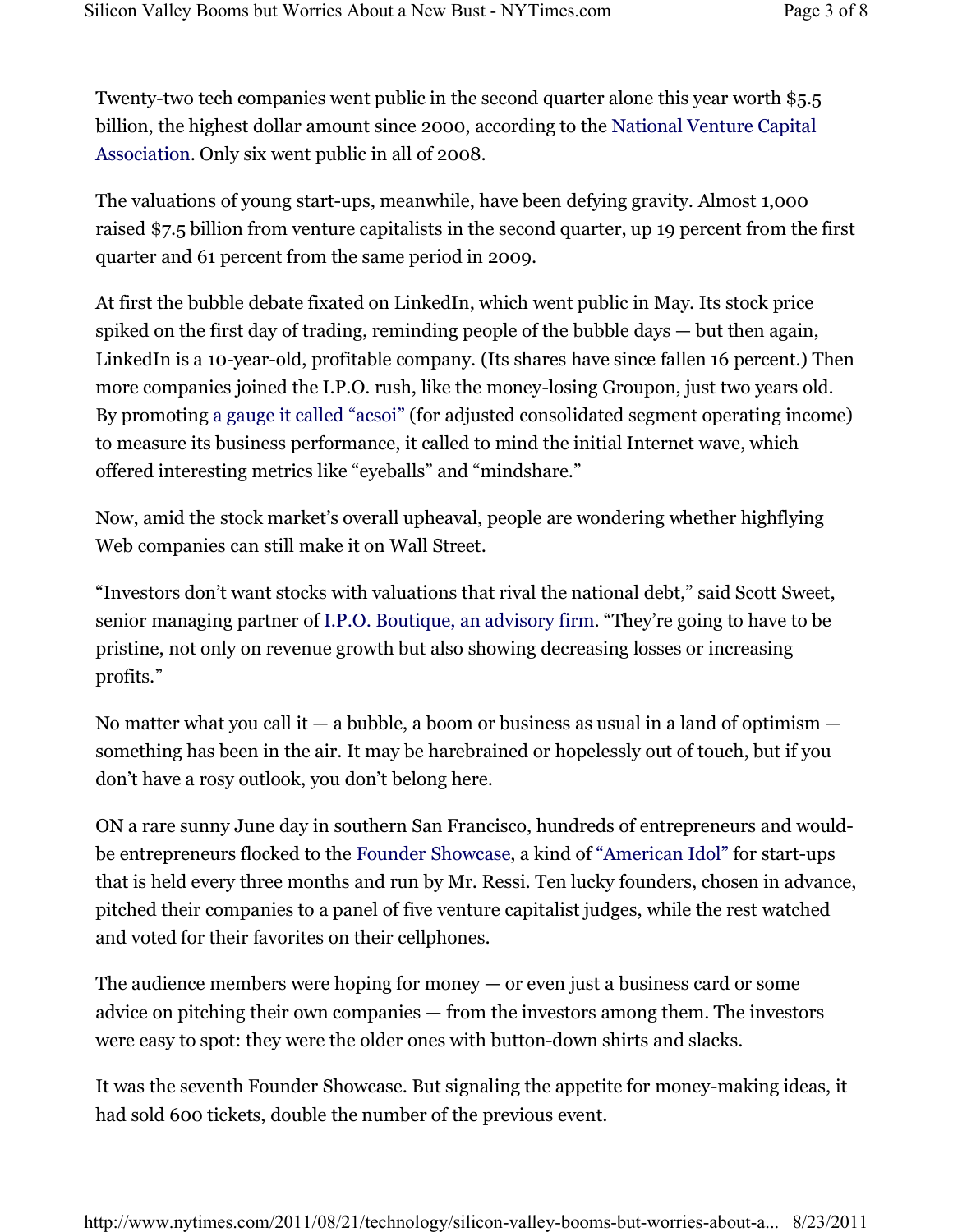Twenty-two tech companies went public in the second quarter alone this year worth $5.5 billion, the highest dollar amount since 2000, according to the National Venture Capital Association. Only six went public in all of 2008.

The valuations of young start-ups, meanwhile, have been defying gravity. Almost 1,000 raised $7.5 billion from venture capitalists in the second quarter, up 19 percent from the first quarter and 61 percent from the same period in 2009.

At first the bubble debate fixated on LinkedIn, which went public in May. Its stock price spiked on the first day of trading, reminding people of the bubble days — but then again, LinkedIn is a 10-year-old, profitable company. (Its shares have since fallen 16 percent.) Then more companies joined the I.P.O. rush, like the money-losing Groupon, just two years old. By promoting a gauge it called "acsoi" (for adjusted consolidated segment operating income) to measure its business performance, it called to mind the initial Internet wave, which offered interesting metrics like "eyeballs" and "mindshare."

Now, amid the stock market's overall upheaval, people are wondering whether highflying Web companies can still make it on Wall Street.

"Investors don't want stocks with valuations that rival the national debt," said Scott Sweet, senior managing partner of I.P.O. Boutique, an advisory firm. "They're going to have to be pristine, not only on revenue growth but also showing decreasing losses or increasing profits."

No matter what you call it — a bubble, a boom or business as usual in a land of optimism — something has been in the air. It may be harebrained or hopelessly out of touch, but if you don't have a rosy outlook, you don't belong here.

ON a rare sunny June day in southern San Francisco, hundreds of entrepreneurs and would-be entrepreneurs flocked to the Founder Showcase, a kind of "American Idol" for start-ups that is held every three months and run by Mr. Ressi. Ten lucky founders, chosen in advance, pitched their companies to a panel of five venture capitalist judges, while the rest watched and voted for their favorites on their cellphones.

The audience members were hoping for money — or even just a business card or some advice on pitching their own companies — from the investors among them. The investors were easy to spot: they were the older ones with button-down shirts and slacks.

It was the seventh Founder Showcase. But signaling the appetite for money-making ideas, it had sold 600 tickets, double the number of the previous event.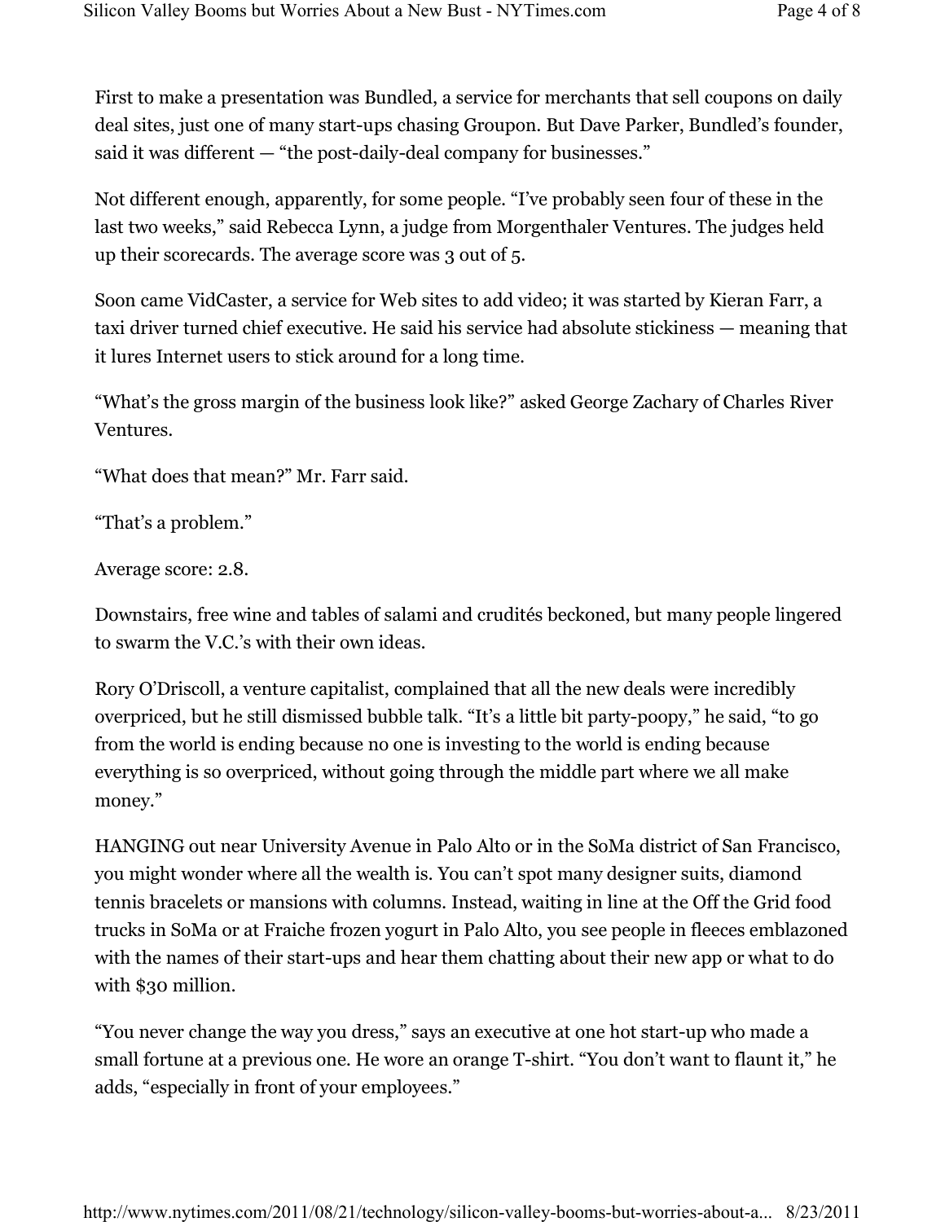First to make a presentation was Bundled, a service for merchants that sell coupons on daily deal sites, just one of many start-ups chasing Groupon. But Dave Parker, Bundled's founder, said it was different — "the post-daily-deal company for businesses."

Not different enough, apparently, for some people. "I've probably seen four of these in the last two weeks," said Rebecca Lynn, a judge from Morgenthaler Ventures. The judges held up their scorecards. The average score was 3 out of 5.

Soon came VidCaster, a service for Web sites to add video; it was started by Kieran Farr, a taxi driver turned chief executive. He said his service had absolute stickiness — meaning that it lures Internet users to stick around for a long time.

"What's the gross margin of the business look like?" asked George Zachary of Charles River Ventures.

"What does that mean?" Mr. Farr said.

"That's a problem."

Average score: 2.8.

Downstairs, free wine and tables of salami and crudités beckoned, but many people lingered to swarm the V.C.'s with their own ideas.

Rory O'Driscoll, a venture capitalist, complained that all the new deals were incredibly overpriced, but he still dismissed bubble talk. "It's a little bit party-poopy," he said, "to go from the world is ending because no one is investing to the world is ending because everything is so overpriced, without going through the middle part where we all make money."

HANGING out near University Avenue in Palo Alto or in the SoMa district of San Francisco, you might wonder where all the wealth is. You can't spot many designer suits, diamond tennis bracelets or mansions with columns. Instead, waiting in line at the Off the Grid food trucks in SoMa or at Fraiche frozen yogurt in Palo Alto, you see people in fleeces emblazoned with the names of their start-ups and hear them chatting about their new app or what to do with $30 million.

"You never change the way you dress," says an executive at one hot start-up who made a small fortune at a previous one. He wore an orange T-shirt. "You don't want to flaunt it," he adds, "especially in front of your employees."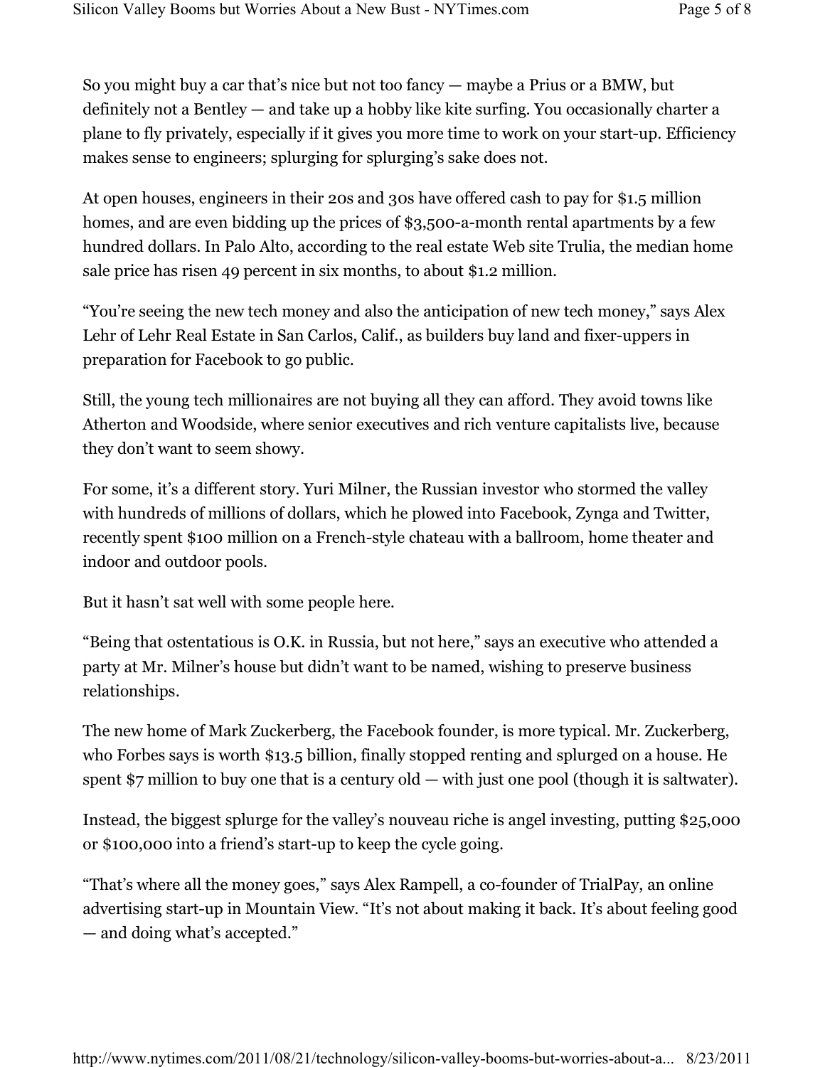So you might buy a car that's nice but not too fancy — maybe a Prius or a BMW, but definitely not a Bentley — and take up a hobby like kite surfing. You occasionally charter a plane to fly privately, especially if it gives you more time to work on your start-up. Efficiency makes sense to engineers; splurging for splurging's sake does not.

At open houses, engineers in their 20s and 30s have offered cash to pay for $1.5 million homes, and are even bidding up the prices of $3,500-a-month rental apartments by a few hundred dollars. In Palo Alto, according to the real estate Web site Trulia, the median home sale price has risen 49 percent in six months, to about $1.2 million.

"You're seeing the new tech money and also the anticipation of new tech money," says Alex Lehr of Lehr Real Estate in San Carlos, Calif., as builders buy land and fixer-uppers in preparation for Facebook to go public.

Still, the young tech millionaires are not buying all they can afford. They avoid towns like Atherton and Woodside, where senior executives and rich venture capitalists live, because they don't want to seem showy.

For some, it's a different story. Yuri Milner, the Russian investor who stormed the valley with hundreds of millions of dollars, which he plowed into Facebook, Zynga and Twitter, recently spent $100 million on a French-style chateau with a ballroom, home theater and indoor and outdoor pools.

But it hasn't sat well with some people here.

"Being that ostentatious is O.K. in Russia, but not here," says an executive who attended a party at Mr. Milner's house but didn't want to be named, wishing to preserve business relationships.

The new home of Mark Zuckerberg, the Facebook founder, is more typical. Mr. Zuckerberg, who Forbes says is worth $13.5 billion, finally stopped renting and splurged on a house. He spent $7 million to buy one that is a century old — with just one pool (though it is saltwater).

Instead, the biggest splurge for the valley's nouveau riche is angel investing, putting $25,000 or $100,000 into a friend's start-up to keep the cycle going.

"That's where all the money goes," says Alex Rampell, a co-founder of TrialPay, an online advertising start-up in Mountain View. "It's not about making it back. It's about feeling good — and doing what's accepted."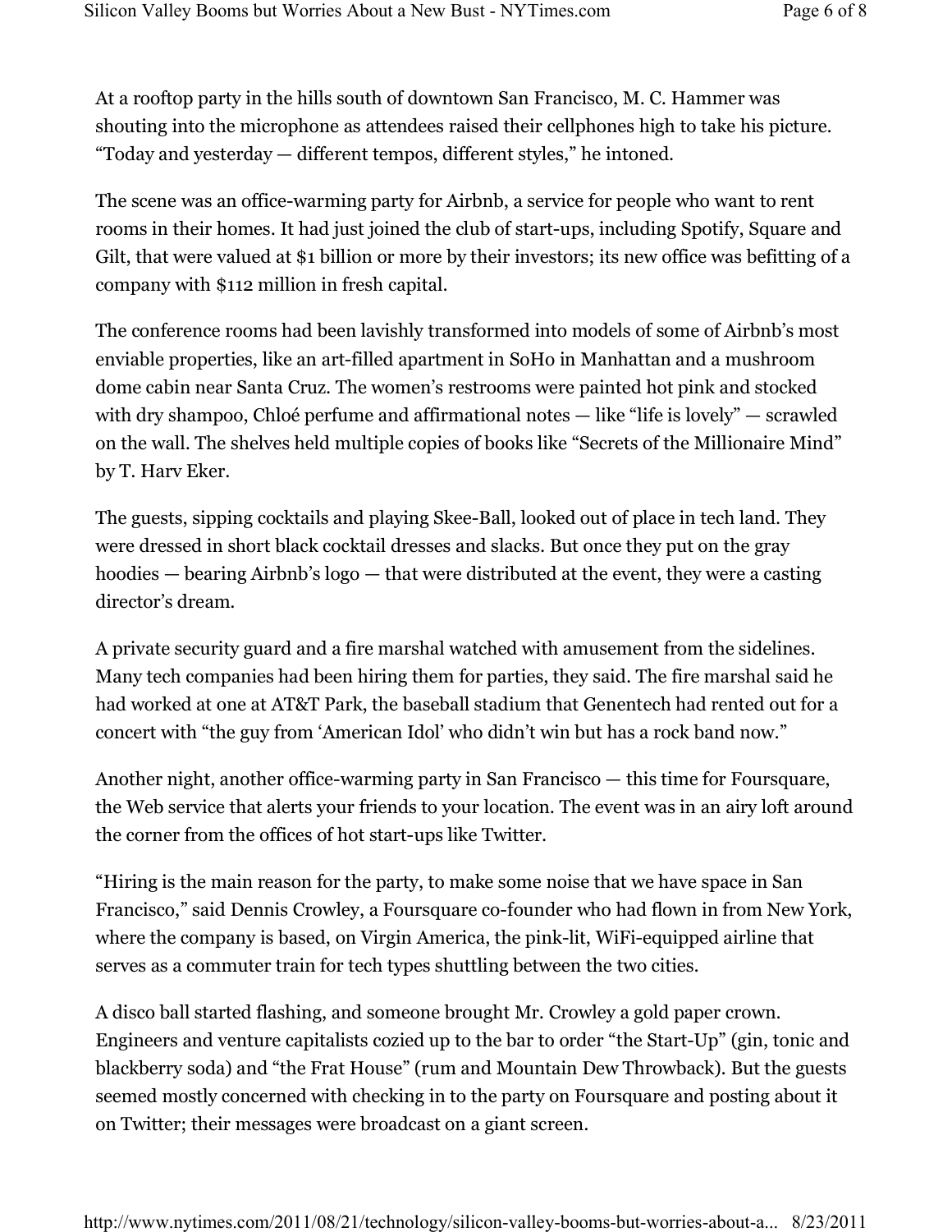At a rooftop party in the hills south of downtown San Francisco, M. C. Hammer was shouting into the microphone as attendees raised their cellphones high to take his picture. "Today and yesterday — different tempos, different styles," he intoned.

The scene was an office-warming party for Airbnb, a service for people who want to rent rooms in their homes. It had just joined the club of start-ups, including Spotify, Square and Gilt, that were valued at $1 billion or more by their investors; its new office was befitting of a company with $112 million in fresh capital.

The conference rooms had been lavishly transformed into models of some of Airbnb's most enviable properties, like an art-filled apartment in SoHo in Manhattan and a mushroom dome cabin near Santa Cruz. The women's restrooms were painted hot pink and stocked with dry shampoo, Chloé perfume and affirmational notes — like "life is lovely" — scrawled on the wall. The shelves held multiple copies of books like "Secrets of the Millionaire Mind" by T. Harv Eker.

The guests, sipping cocktails and playing Skee-Ball, looked out of place in tech land. They were dressed in short black cocktail dresses and slacks. But once they put on the gray hoodies — bearing Airbnb's logo — that were distributed at the event, they were a casting director's dream.

A private security guard and a fire marshal watched with amusement from the sidelines. Many tech companies had been hiring them for parties, they said. The fire marshal said he had worked at one at AT&T Park, the baseball stadium that Genentech had rented out for a concert with "the guy from 'American Idol' who didn't win but has a rock band now."

Another night, another office-warming party in San Francisco — this time for Foursquare, the Web service that alerts your friends to your location. The event was in an airy loft around the corner from the offices of hot start-ups like Twitter.

"Hiring is the main reason for the party, to make some noise that we have space in San Francisco," said Dennis Crowley, a Foursquare co-founder who had flown in from New York, where the company is based, on Virgin America, the pink-lit, WiFi-equipped airline that serves as a commuter train for tech types shuttling between the two cities.

A disco ball started flashing, and someone brought Mr. Crowley a gold paper crown. Engineers and venture capitalists cozied up to the bar to order "the Start-Up" (gin, tonic and blackberry soda) and "the Frat House" (rum and Mountain Dew Throwback). But the guests seemed mostly concerned with checking in to the party on Foursquare and posting about it on Twitter; their messages were broadcast on a giant screen.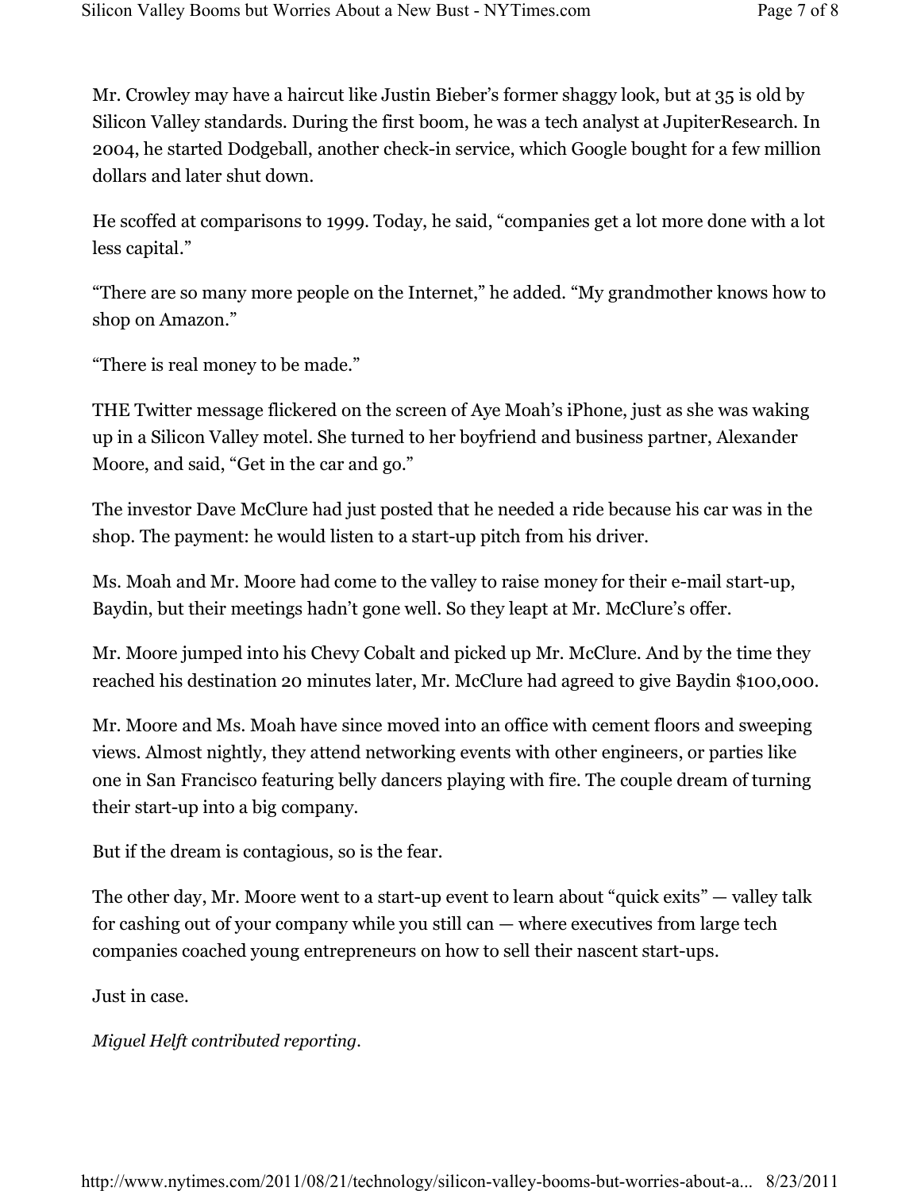Mr. Crowley may have a haircut like Justin Bieber's former shaggy look, but at 35 is old by Silicon Valley standards. During the first boom, he was a tech analyst at JupiterResearch. In 2004, he started Dodgeball, another check-in service, which Google bought for a few million dollars and later shut down.

He scoffed at comparisons to 1999. Today, he said, "companies get a lot more done with a lot less capital."

"There are so many more people on the Internet," he added. "My grandmother knows how to shop on Amazon."

"There is real money to be made."

THE Twitter message flickered on the screen of Aye Moah's iPhone, just as she was waking up in a Silicon Valley motel. She turned to her boyfriend and business partner, Alexander Moore, and said, "Get in the car and go."

The investor Dave McClure had just posted that he needed a ride because his car was in the shop. The payment: he would listen to a start-up pitch from his driver.

Ms. Moah and Mr. Moore had come to the valley to raise money for their e-mail start-up, Baydin, but their meetings hadn't gone well. So they leapt at Mr. McClure's offer.

Mr. Moore jumped into his Chevy Cobalt and picked up Mr. McClure. And by the time they reached his destination 20 minutes later, Mr. McClure had agreed to give Baydin $100,000.

Mr. Moore and Ms. Moah have since moved into an office with cement floors and sweeping views. Almost nightly, they attend networking events with other engineers, or parties like one in San Francisco featuring belly dancers playing with fire. The couple dream of turning their start-up into a big company.

But if the dream is contagious, so is the fear.

The other day, Mr. Moore went to a start-up event to learn about "quick exits" — valley talk for cashing out of your company while you still can — where executives from large tech companies coached young entrepreneurs on how to sell their nascent start-ups.

Just in case.

*Miguel Helft contributed reporting.*